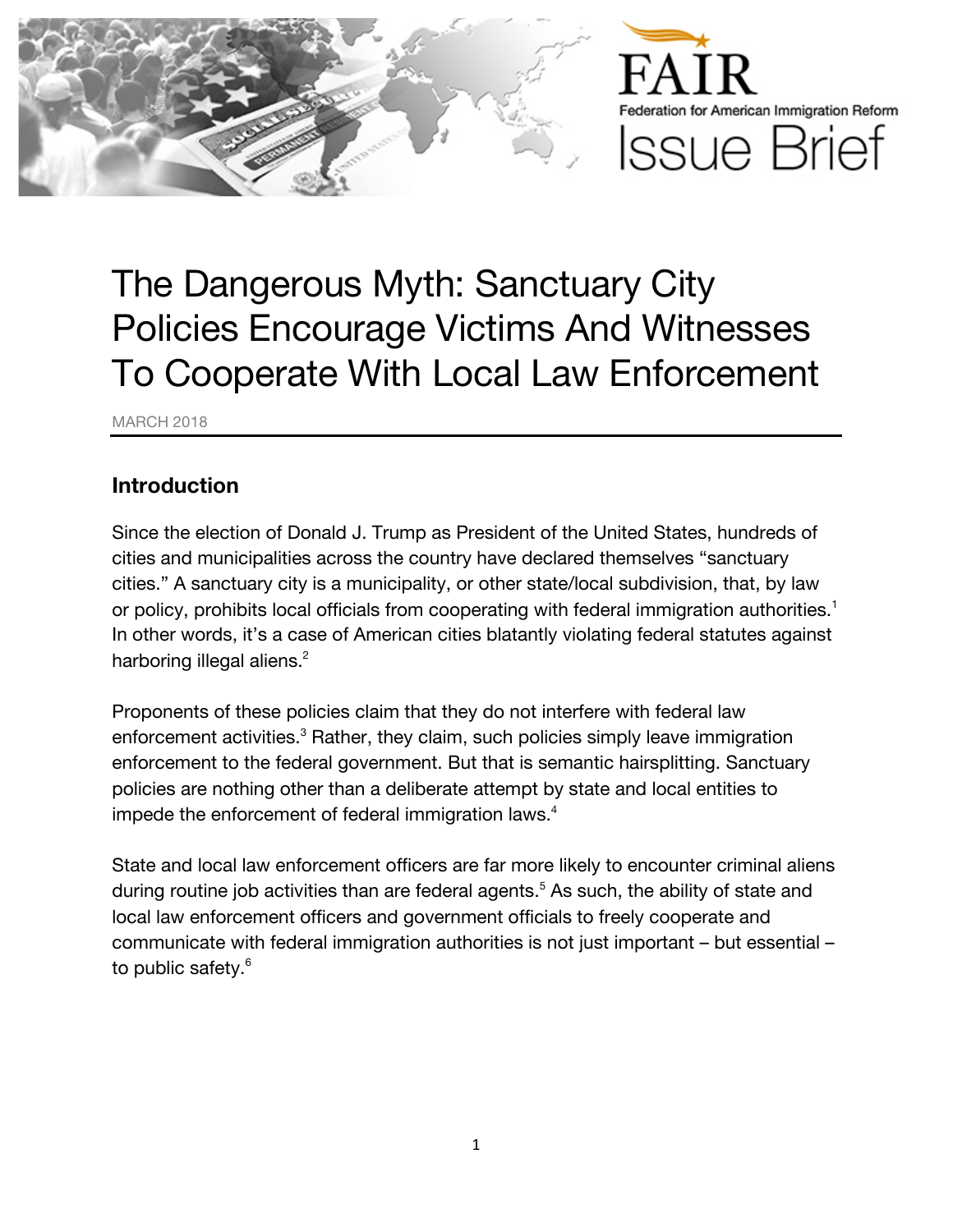FAIR
Federation for American Immigration Reform
Issue Brief

# The Dangerous Myth: Sanctuary City Policies Encourage Victims And Witnesses To Cooperate With Local Law Enforcement

MARCH 2018

## Introduction

Since the election of Donald J. Trump as President of the United States, hundreds of cities and municipalities across the country have declared themselves "sanctuary cities." A sanctuary city is a municipality, or other state/local subdivision, that, by law or policy, prohibits local officials from cooperating with federal immigration authorities.[1] In other words, it's a case of American cities blatantly violating federal statutes against harboring illegal aliens.[2]

Proponents of these policies claim that they do not interfere with federal law enforcement activities.[3] Rather, they claim, such policies simply leave immigration enforcement to the federal government. But that is semantic hairsplitting. Sanctuary policies are nothing other than a deliberate attempt by state and local entities to impede the enforcement of federal immigration laws.[4]

State and local law enforcement officers are far more likely to encounter criminal aliens during routine job activities than are federal agents.[5] As such, the ability of state and local law enforcement officers and government officials to freely cooperate and communicate with federal immigration authorities is not just important – but essential – to public safety.[6]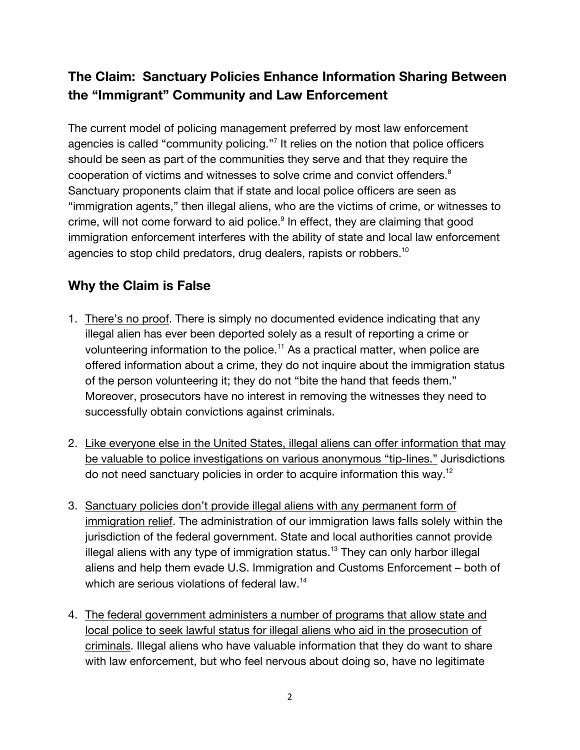## The Claim: Sanctuary Policies Enhance Information Sharing Between the "Immigrant" Community and Law Enforcement

The current model of policing management preferred by most law enforcement agencies is called "community policing."[7] It relies on the notion that police officers should be seen as part of the communities they serve and that they require the cooperation of victims and witnesses to solve crime and convict offenders.[8] Sanctuary proponents claim that if state and local police officers are seen as "immigration agents," then illegal aliens, who are the victims of crime, or witnesses to crime, will not come forward to aid police.[9] In effect, they are claiming that good immigration enforcement interferes with the ability of state and local law enforcement agencies to stop child predators, drug dealers, rapists or robbers.[10]

## Why the Claim is False

1. <u>There's no proof</u>. There is simply no documented evidence indicating that any illegal alien has ever been deported solely as a result of reporting a crime or volunteering information to the police.[11] As a practical matter, when police are offered information about a crime, they do not inquire about the immigration status of the person volunteering it; they do not "bite the hand that feeds them." Moreover, prosecutors have no interest in removing the witnesses they need to successfully obtain convictions against criminals.

2. <u>Like everyone else in the United States, illegal aliens can offer information that may be valuable to police investigations on various anonymous "tip-lines."</u> Jurisdictions do not need sanctuary policies in order to acquire information this way.[12]

3. <u>Sanctuary policies don't provide illegal aliens with any permanent form of immigration relief</u>. The administration of our immigration laws falls solely within the jurisdiction of the federal government. State and local authorities cannot provide illegal aliens with any type of immigration status.[13] They can only harbor illegal aliens and help them evade U.S. Immigration and Customs Enforcement – both of which are serious violations of federal law.[14]

4. <u>The federal government administers a number of programs that allow state and local police to seek lawful status for illegal aliens who aid in the prosecution of criminals</u>. Illegal aliens who have valuable information that they do want to share with law enforcement, but who feel nervous about doing so, have no legitimate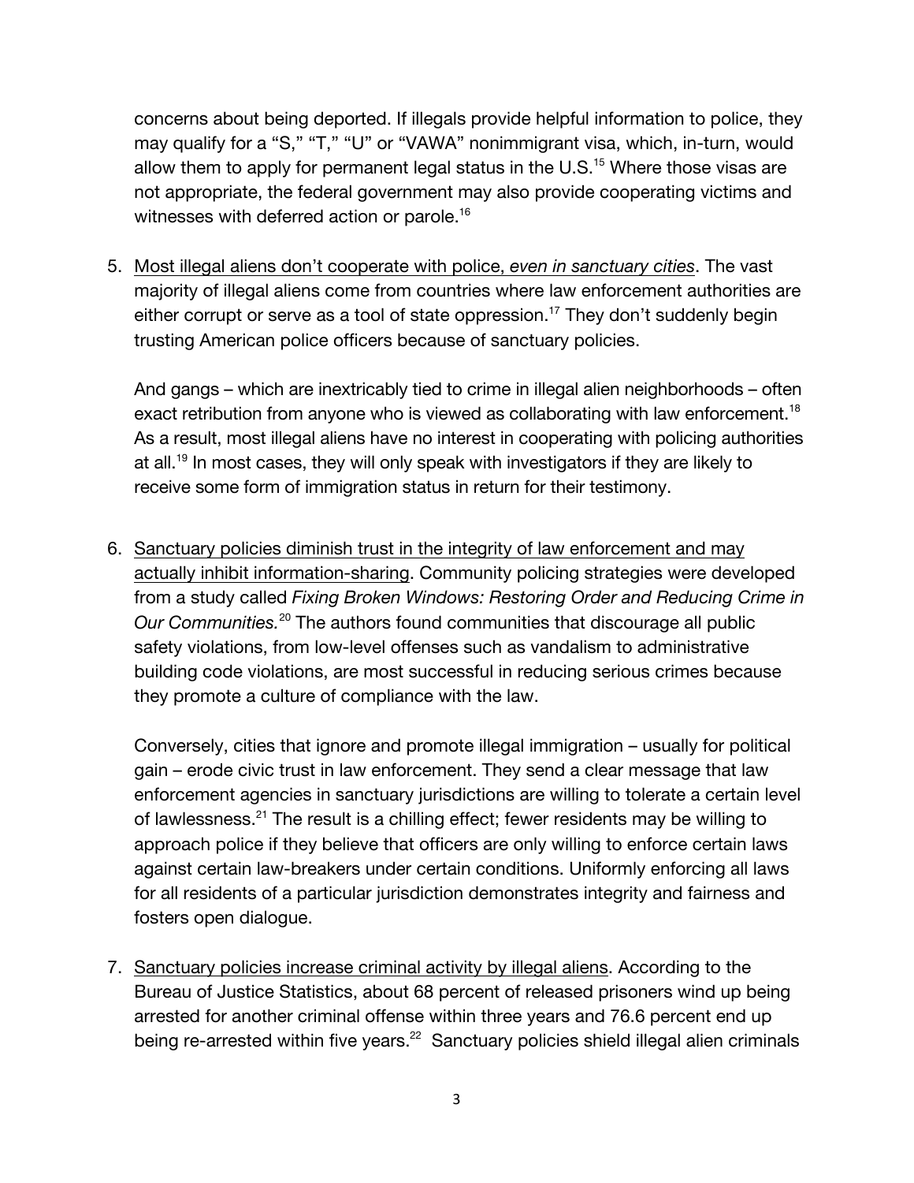concerns about being deported. If illegals provide helpful information to police, they may qualify for a "S," "T," "U" or "VAWA" nonimmigrant visa, which, in-turn, would allow them to apply for permanent legal status in the U.S.[15] Where those visas are not appropriate, the federal government may also provide cooperating victims and witnesses with deferred action or parole.[16]

5. <u>Most illegal aliens don't cooperate with police, *even in sanctuary cities*</u>. The vast majority of illegal aliens come from countries where law enforcement authorities are either corrupt or serve as a tool of state oppression.[17] They don't suddenly begin trusting American police officers because of sanctuary policies.

   And gangs – which are inextricably tied to crime in illegal alien neighborhoods – often exact retribution from anyone who is viewed as collaborating with law enforcement.[18] As a result, most illegal aliens have no interest in cooperating with policing authorities at all.[19] In most cases, they will only speak with investigators if they are likely to receive some form of immigration status in return for their testimony.

6. <u>Sanctuary policies diminish trust in the integrity of law enforcement and may actually inhibit information-sharing</u>. Community policing strategies were developed from a study called *Fixing Broken Windows: Restoring Order and Reducing Crime in Our Communities.*[20] The authors found communities that discourage all public safety violations, from low-level offenses such as vandalism to administrative building code violations, are most successful in reducing serious crimes because they promote a culture of compliance with the law.

   Conversely, cities that ignore and promote illegal immigration – usually for political gain – erode civic trust in law enforcement. They send a clear message that law enforcement agencies in sanctuary jurisdictions are willing to tolerate a certain level of lawlessness.[21] The result is a chilling effect; fewer residents may be willing to approach police if they believe that officers are only willing to enforce certain laws against certain law-breakers under certain conditions. Uniformly enforcing all laws for all residents of a particular jurisdiction demonstrates integrity and fairness and fosters open dialogue.

7. <u>Sanctuary policies increase criminal activity by illegal aliens</u>. According to the Bureau of Justice Statistics, about 68 percent of released prisoners wind up being arrested for another criminal offense within three years and 76.6 percent end up being re-arrested within five years.[22] Sanctuary policies shield illegal alien criminals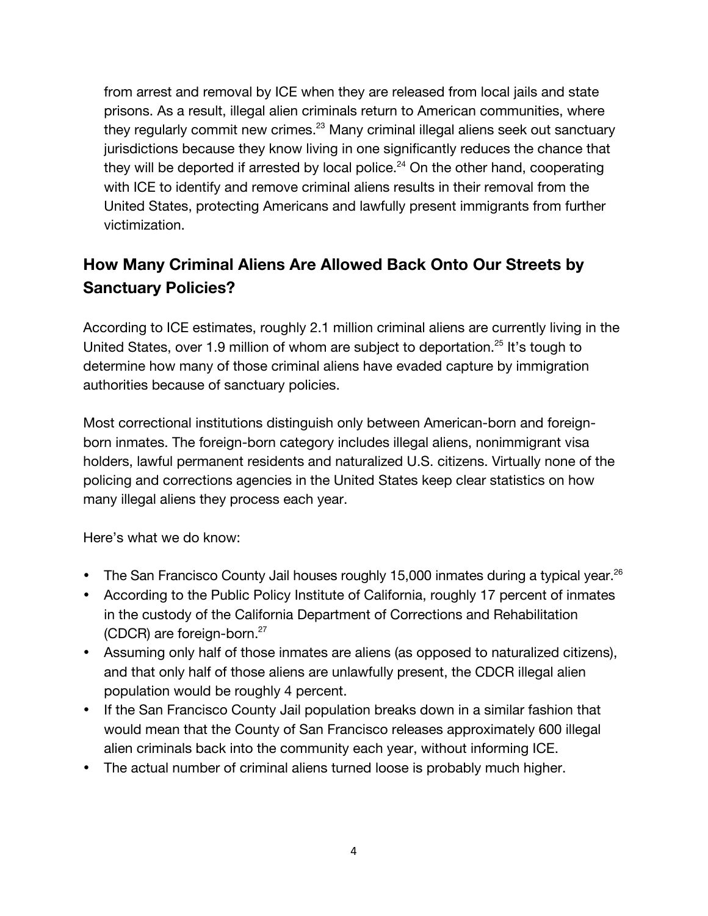from arrest and removal by ICE when they are released from local jails and state prisons. As a result, illegal alien criminals return to American communities, where they regularly commit new crimes.[23] Many criminal illegal aliens seek out sanctuary jurisdictions because they know living in one significantly reduces the chance that they will be deported if arrested by local police.[24] On the other hand, cooperating with ICE to identify and remove criminal aliens results in their removal from the United States, protecting Americans and lawfully present immigrants from further victimization.

## How Many Criminal Aliens Are Allowed Back Onto Our Streets by Sanctuary Policies?

According to ICE estimates, roughly 2.1 million criminal aliens are currently living in the United States, over 1.9 million of whom are subject to deportation.[25] It's tough to determine how many of those criminal aliens have evaded capture by immigration authorities because of sanctuary policies.

Most correctional institutions distinguish only between American-born and foreign-born inmates. The foreign-born category includes illegal aliens, nonimmigrant visa holders, lawful permanent residents and naturalized U.S. citizens. Virtually none of the policing and corrections agencies in the United States keep clear statistics on how many illegal aliens they process each year.

Here's what we do know:

- The San Francisco County Jail houses roughly 15,000 inmates during a typical year.[26]
- According to the Public Policy Institute of California, roughly 17 percent of inmates in the custody of the California Department of Corrections and Rehabilitation (CDCR) are foreign-born.[27]
- Assuming only half of those inmates are aliens (as opposed to naturalized citizens), and that only half of those aliens are unlawfully present, the CDCR illegal alien population would be roughly 4 percent.
- If the San Francisco County Jail population breaks down in a similar fashion that would mean that the County of San Francisco releases approximately 600 illegal alien criminals back into the community each year, without informing ICE.
- The actual number of criminal aliens turned loose is probably much higher.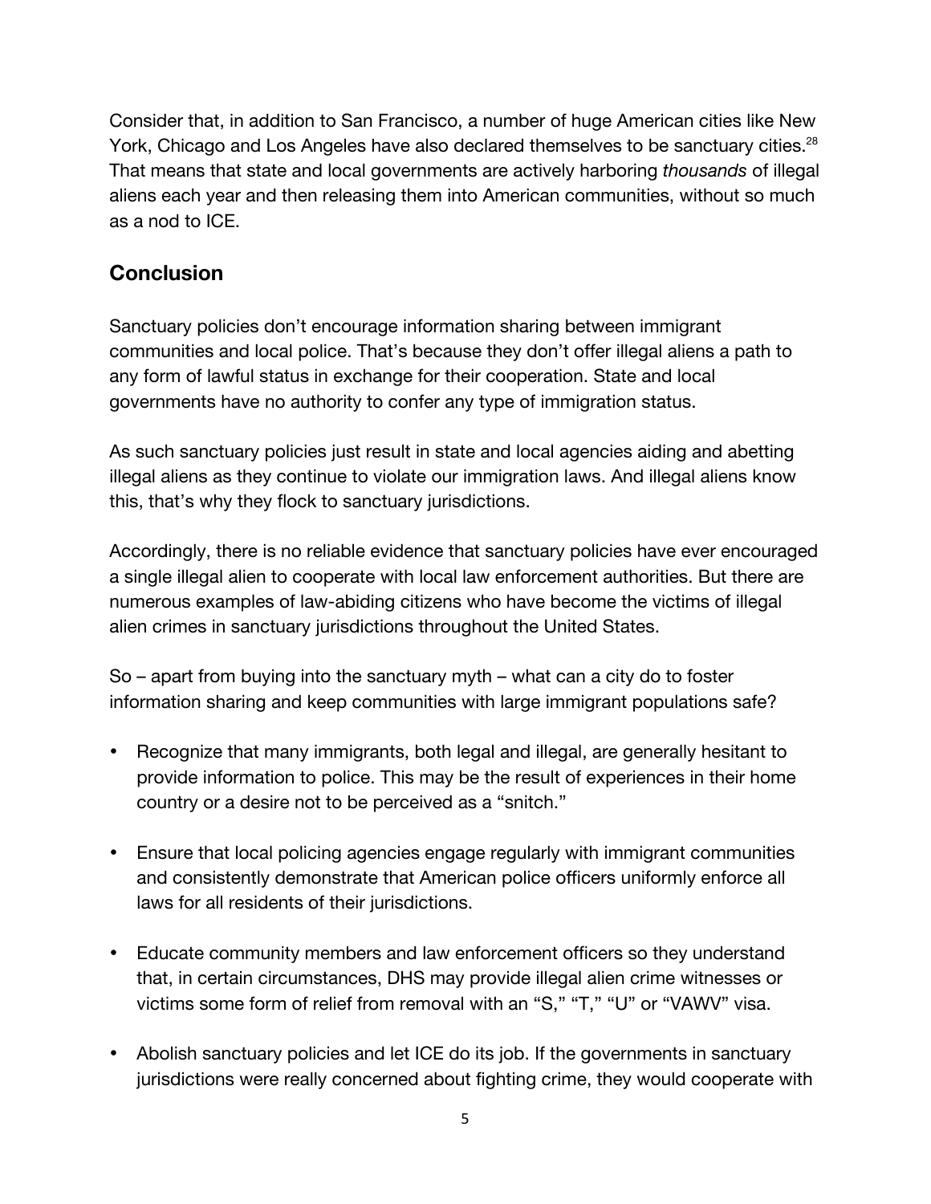Consider that, in addition to San Francisco, a number of huge American cities like New York, Chicago and Los Angeles have also declared themselves to be sanctuary cities.[28] That means that state and local governments are actively harboring *thousands* of illegal aliens each year and then releasing them into American communities, without so much as a nod to ICE.

## Conclusion

Sanctuary policies don't encourage information sharing between immigrant communities and local police. That's because they don't offer illegal aliens a path to any form of lawful status in exchange for their cooperation. State and local governments have no authority to confer any type of immigration status.

As such sanctuary policies just result in state and local agencies aiding and abetting illegal aliens as they continue to violate our immigration laws. And illegal aliens know this, that's why they flock to sanctuary jurisdictions.

Accordingly, there is no reliable evidence that sanctuary policies have ever encouraged a single illegal alien to cooperate with local law enforcement authorities. But there are numerous examples of law-abiding citizens who have become the victims of illegal alien crimes in sanctuary jurisdictions throughout the United States.

So – apart from buying into the sanctuary myth – what can a city do to foster information sharing and keep communities with large immigrant populations safe?

- Recognize that many immigrants, both legal and illegal, are generally hesitant to provide information to police. This may be the result of experiences in their home country or a desire not to be perceived as a "snitch."

- Ensure that local policing agencies engage regularly with immigrant communities and consistently demonstrate that American police officers uniformly enforce all laws for all residents of their jurisdictions.

- Educate community members and law enforcement officers so they understand that, in certain circumstances, DHS may provide illegal alien crime witnesses or victims some form of relief from removal with an "S," "T," "U" or "VAWV" visa.

- Abolish sanctuary policies and let ICE do its job. If the governments in sanctuary jurisdictions were really concerned about fighting crime, they would cooperate with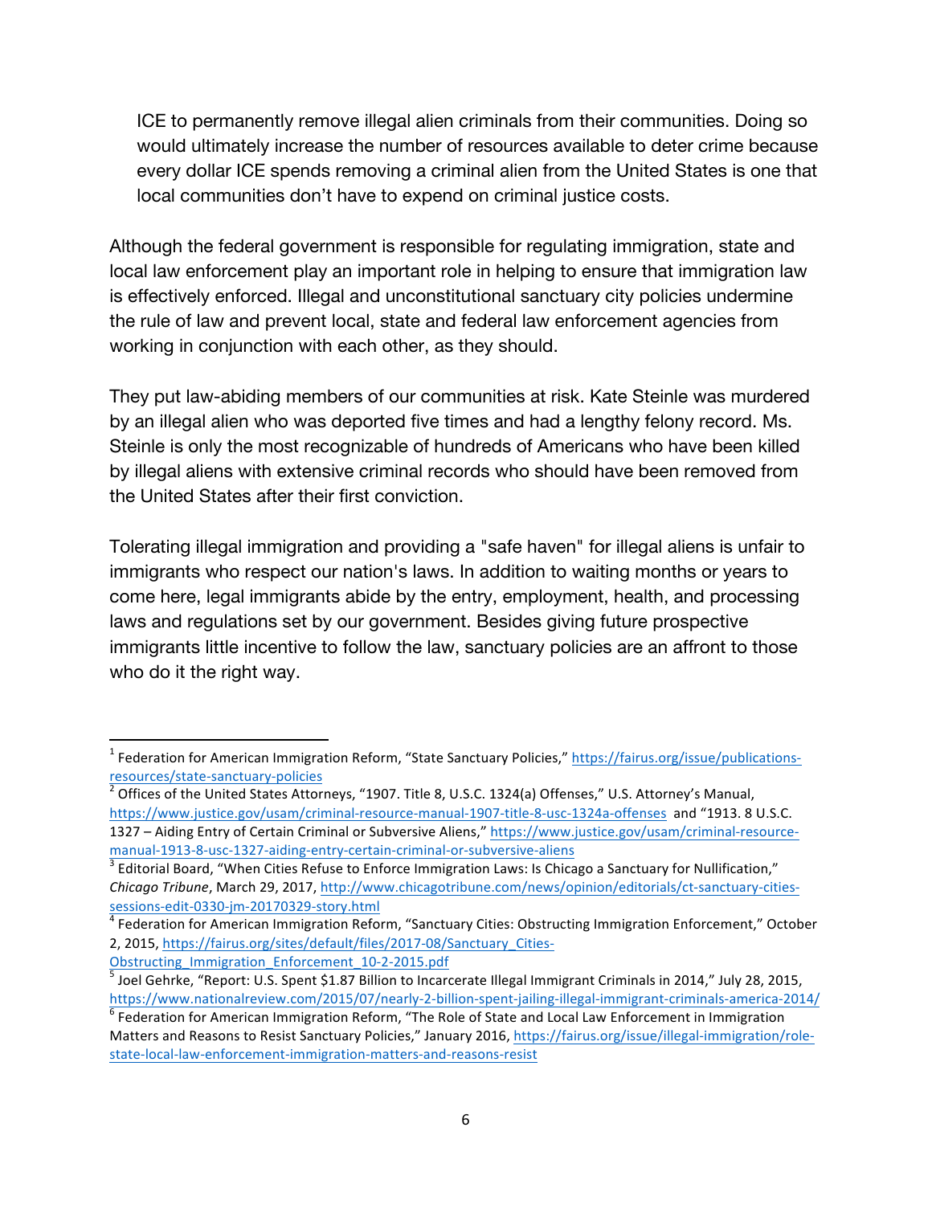ICE to permanently remove illegal alien criminals from their communities. Doing so would ultimately increase the number of resources available to deter crime because every dollar ICE spends removing a criminal alien from the United States is one that local communities don't have to expend on criminal justice costs.

Although the federal government is responsible for regulating immigration, state and local law enforcement play an important role in helping to ensure that immigration law is effectively enforced. Illegal and unconstitutional sanctuary city policies undermine the rule of law and prevent local, state and federal law enforcement agencies from working in conjunction with each other, as they should.

They put law-abiding members of our communities at risk. Kate Steinle was murdered by an illegal alien who was deported five times and had a lengthy felony record. Ms. Steinle is only the most recognizable of hundreds of Americans who have been killed by illegal aliens with extensive criminal records who should have been removed from the United States after their first conviction.

Tolerating illegal immigration and providing a "safe haven" for illegal aliens is unfair to immigrants who respect our nation's laws. In addition to waiting months or years to come here, legal immigrants abide by the entry, employment, health, and processing laws and regulations set by our government. Besides giving future prospective immigrants little incentive to follow the law, sanctuary policies are an affront to those who do it the right way.

---

[1] Federation for American Immigration Reform, "State Sanctuary Policies," https://fairus.org/issue/publications-resources/state-sanctuary-policies

[2] Offices of the United States Attorneys, "1907. Title 8, U.S.C. 1324(a) Offenses," U.S. Attorney's Manual, https://www.justice.gov/usam/criminal-resource-manual-1907-title-8-usc-1324a-offenses and "1913. 8 U.S.C. 1327 – Aiding Entry of Certain Criminal or Subversive Aliens," https://www.justice.gov/usam/criminal-resource-manual-1913-8-usc-1327-aiding-entry-certain-criminal-or-subversive-aliens

[3] Editorial Board, "When Cities Refuse to Enforce Immigration Laws: Is Chicago a Sanctuary for Nullification," *Chicago Tribune*, March 29, 2017, http://www.chicagotribune.com/news/opinion/editorials/ct-sanctuary-cities-sessions-edit-0330-jm-20170329-story.html

[4] Federation for American Immigration Reform, "Sanctuary Cities: Obstructing Immigration Enforcement," October 2, 2015, https://fairus.org/sites/default/files/2017-08/Sanctuary_Cities-Obstructing_Immigration_Enforcement_10-2-2015.pdf

[5] Joel Gehrke, "Report: U.S. Spent $1.87 Billion to Incarcerate Illegal Immigrant Criminals in 2014," July 28, 2015, https://www.nationalreview.com/2015/07/nearly-2-billion-spent-jailing-illegal-immigrant-criminals-america-2014/

[6] Federation for American Immigration Reform, "The Role of State and Local Law Enforcement in Immigration Matters and Reasons to Resist Sanctuary Policies," January 2016, https://fairus.org/issue/illegal-immigration/role-state-local-law-enforcement-immigration-matters-and-reasons-resist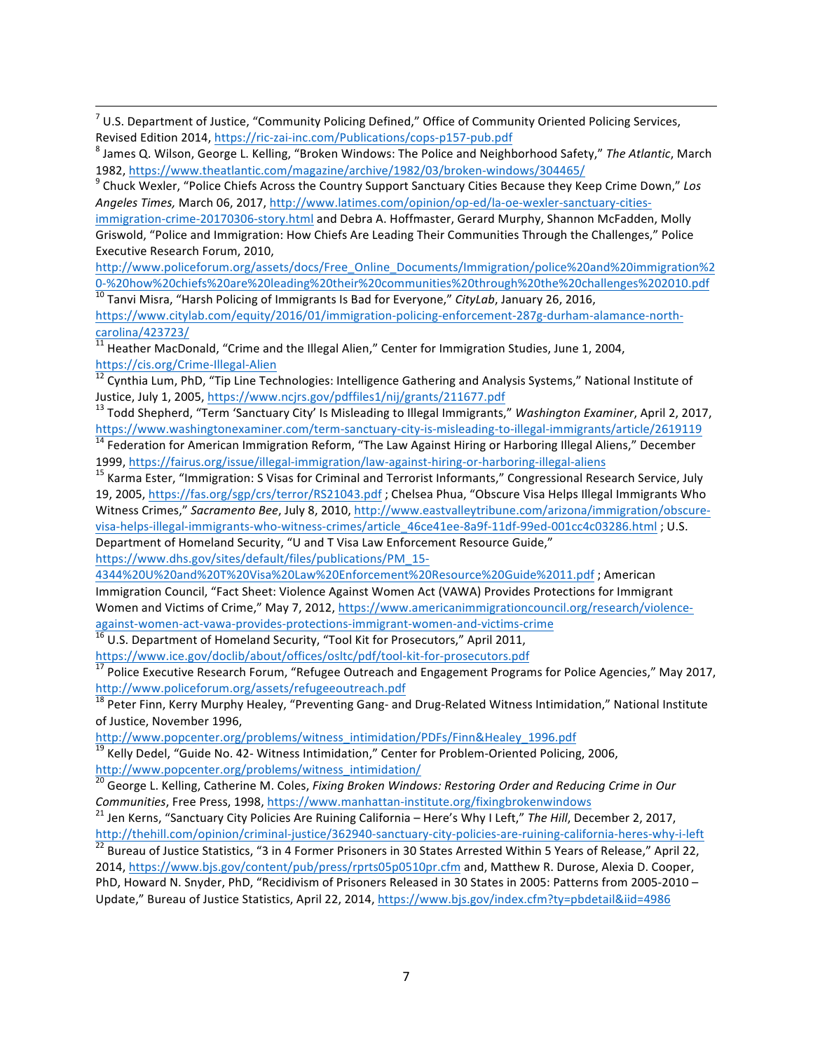[7] U.S. Department of Justice, "Community Policing Defined," Office of Community Oriented Policing Services, Revised Edition 2014, https://ric-zai-inc.com/Publications/cops-p157-pub.pdf

[8] James Q. Wilson, George L. Kelling, "Broken Windows: The Police and Neighborhood Safety," *The Atlantic*, March 1982, https://www.theatlantic.com/magazine/archive/1982/03/broken-windows/304465/

[9] Chuck Wexler, "Police Chiefs Across the Country Support Sanctuary Cities Because they Keep Crime Down," *Los Angeles Times,* March 06, 2017, http://www.latimes.com/opinion/op-ed/la-oe-wexler-sanctuary-cities-immigration-crime-20170306-story.html and Debra A. Hoffmaster, Gerard Murphy, Shannon McFadden, Molly Griswold, "Police and Immigration: How Chiefs Are Leading Their Communities Through the Challenges," Police Executive Research Forum, 2010, http://www.policeforum.org/assets/docs/Free_Online_Documents/Immigration/police%20and%20immigration%20-%20how%20chiefs%20are%20leading%20their%20communities%20through%20the%20challenges%202010.pdf

[10] Tanvi Misra, "Harsh Policing of Immigrants Is Bad for Everyone," *CityLab*, January 26, 2016, https://www.citylab.com/equity/2016/01/immigration-policing-enforcement-287g-durham-alamance-north-carolina/423723/

[11] Heather MacDonald, "Crime and the Illegal Alien," Center for Immigration Studies, June 1, 2004, https://cis.org/Crime-Illegal-Alien

[12] Cynthia Lum, PhD, "Tip Line Technologies: Intelligence Gathering and Analysis Systems," National Institute of Justice, July 1, 2005, https://www.ncjrs.gov/pdffiles1/nij/grants/211677.pdf

[13] Todd Shepherd, "Term 'Sanctuary City' Is Misleading to Illegal Immigrants," *Washington Examiner*, April 2, 2017, https://www.washingtonexaminer.com/term-sanctuary-city-is-misleading-to-illegal-immigrants/article/2619119

[14] Federation for American Immigration Reform, "The Law Against Hiring or Harboring Illegal Aliens," December 1999, https://fairus.org/issue/illegal-immigration/law-against-hiring-or-harboring-illegal-aliens

[15] Karma Ester, "Immigration: S Visas for Criminal and Terrorist Informants," Congressional Research Service, July 19, 2005, https://fas.org/sgp/crs/terror/RS21043.pdf ; Chelsea Phua, "Obscure Visa Helps Illegal Immigrants Who Witness Crimes," *Sacramento Bee*, July 8, 2010, http://www.eastvalleytribune.com/arizona/immigration/obscure-visa-helps-illegal-immigrants-who-witness-crimes/article_46ce41ee-8a9f-11df-99ed-001cc4c03286.html ; U.S. Department of Homeland Security, "U and T Visa Law Enforcement Resource Guide," https://www.dhs.gov/sites/default/files/publications/PM_15-4344%20U%20and%20T%20Visa%20Law%20Enforcement%20Resource%20Guide%2011.pdf ; American Immigration Council, "Fact Sheet: Violence Against Women Act (VAWA) Provides Protections for Immigrant Women and Victims of Crime," May 7, 2012, https://www.americanimmigrationcouncil.org/research/violence-against-women-act-vawa-provides-protections-immigrant-women-and-victims-crime

[16] U.S. Department of Homeland Security, "Tool Kit for Prosecutors," April 2011, https://www.ice.gov/doclib/about/offices/osltc/pdf/tool-kit-for-prosecutors.pdf

[17] Police Executive Research Forum, "Refugee Outreach and Engagement Programs for Police Agencies," May 2017, http://www.policeforum.org/assets/refugeeoutreach.pdf

[18] Peter Finn, Kerry Murphy Healey, "Preventing Gang- and Drug-Related Witness Intimidation," National Institute of Justice, November 1996, http://www.popcenter.org/problems/witness_intimidation/PDFs/Finn&Healey_1996.pdf

[19] Kelly Dedel, "Guide No. 42- Witness Intimidation," Center for Problem-Oriented Policing, 2006, http://www.popcenter.org/problems/witness_intimidation/

[20] George L. Kelling, Catherine M. Coles, *Fixing Broken Windows: Restoring Order and Reducing Crime in Our Communities*, Free Press, 1998, https://www.manhattan-institute.org/fixingbrokenwindows

[21] Jen Kerns, "Sanctuary City Policies Are Ruining California – Here's Why I Left," *The Hill*, December 2, 2017, http://thehill.com/opinion/criminal-justice/362940-sanctuary-city-policies-are-ruining-california-heres-why-i-left

[22] Bureau of Justice Statistics, "3 in 4 Former Prisoners in 30 States Arrested Within 5 Years of Release," April 22, 2014, https://www.bjs.gov/content/pub/press/rprts05p0510pr.cfm and, Matthew R. Durose, Alexia D. Cooper, PhD, Howard N. Snyder, PhD, "Recidivism of Prisoners Released in 30 States in 2005: Patterns from 2005-2010 – Update," Bureau of Justice Statistics, April 22, 2014, https://www.bjs.gov/index.cfm?ty=pbdetail&iid=4986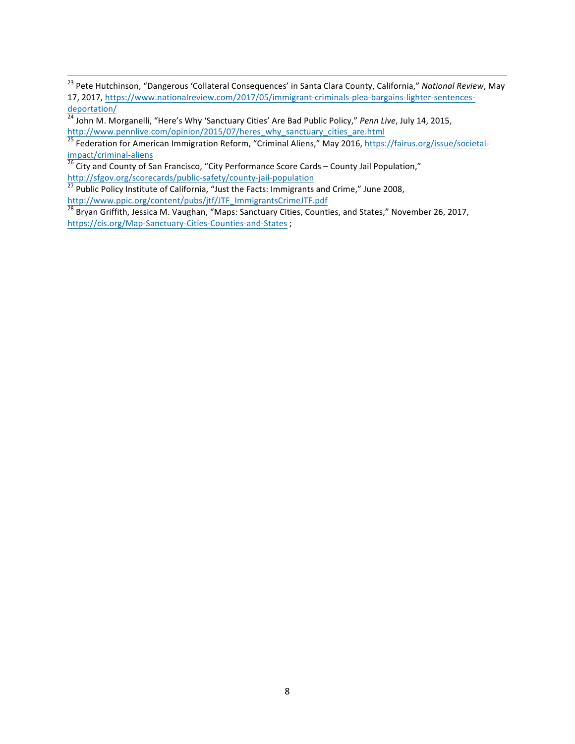[23] Pete Hutchinson, "Dangerous 'Collateral Consequences' in Santa Clara County, California," *National Review*, May 17, 2017, https://www.nationalreview.com/2017/05/immigrant-criminals-plea-bargains-lighter-sentences-deportation/

[24] John M. Morganelli, "Here's Why 'Sanctuary Cities' Are Bad Public Policy," *Penn Live*, July 14, 2015, http://www.pennlive.com/opinion/2015/07/heres_why_sanctuary_cities_are.html

[25] Federation for American Immigration Reform, "Criminal Aliens," May 2016, https://fairus.org/issue/societal-impact/criminal-aliens

[26] City and County of San Francisco, "City Performance Score Cards – County Jail Population," http://sfgov.org/scorecards/public-safety/county-jail-population

[27] Public Policy Institute of California, "Just the Facts: Immigrants and Crime," June 2008, http://www.ppic.org/content/pubs/jtf/JTF_ImmigrantsCrimeJTF.pdf

[28] Bryan Griffith, Jessica M. Vaughan, "Maps: Sanctuary Cities, Counties, and States," November 26, 2017, https://cis.org/Map-Sanctuary-Cities-Counties-and-States ;